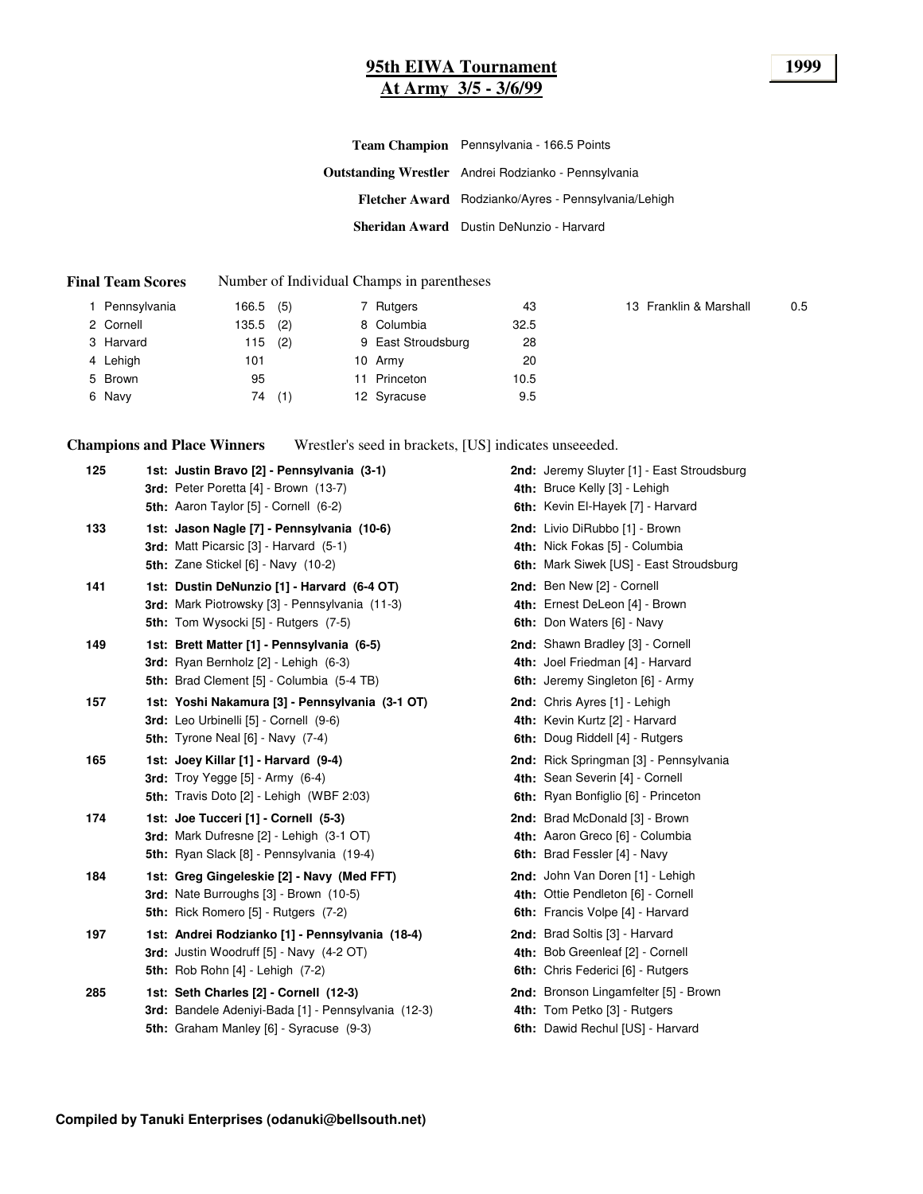# 95th EIWA Tournament
## At Army 3/5 - 3/6/99

**1999**

**Team Champion** Pennsylvania - 166.5 Points

**Outstanding Wrestler** Andrei Rodzianko - Pennsylvania

**Fletcher Award** Rodzianko/Ayres - Pennsylvania/Lehigh

**Sheridan Award** Dustin DeNunzio - Harvard

**Final Team Scores** Number of Individual Champs in parentheses

| Place | Team | Points | Champs |
|---|---|---|---|
| 1 | Pennsylvania | 166.5 | (5) |
| 2 | Cornell | 135.5 | (2) |
| 3 | Harvard | 115 | (2) |
| 4 | Lehigh | 101 | |
| 5 | Brown | 95 | |
| 6 | Navy | 74 | (1) |
| 7 | Rutgers | 43 | |
| 8 | Columbia | 32.5 | |
| 9 | East Stroudsburg | 28 | |
| 10 | Army | 20 | |
| 11 | Princeton | 10.5 | |
| 12 | Syracuse | 9.5 | |
| 13 | Franklin & Marshall | 0.5 | |

**Champions and Place Winners** Wrestler's seed in brackets, [US] indicates unseeeded.

**125**
- **1st: Justin Bravo [2] - Pennsylvania (3-1)**
- **2nd:** Jeremy Sluyter [1] - East Stroudsburg
- **3rd:** Peter Poretta [4] - Brown (13-7)
- **4th:** Bruce Kelly [3] - Lehigh
- **5th:** Aaron Taylor [5] - Cornell (6-2)
- **6th:** Kevin El-Hayek [7] - Harvard

**133**
- **1st: Jason Nagle [7] - Pennsylvania (10-6)**
- **2nd:** Livio DiRubbo [1] - Brown
- **3rd:** Matt Picarsic [3] - Harvard (5-1)
- **4th:** Nick Fokas [5] - Columbia
- **5th:** Zane Stickel [6] - Navy (10-2)
- **6th:** Mark Siwek [US] - East Stroudsburg

**141**
- **1st: Dustin DeNunzio [1] - Harvard (6-4 OT)**
- **2nd:** Ben New [2] - Cornell
- **3rd:** Mark Piotrowsky [3] - Pennsylvania (11-3)
- **4th:** Ernest DeLeon [4] - Brown
- **5th:** Tom Wysocki [5] - Rutgers (7-5)
- **6th:** Don Waters [6] - Navy

**149**
- **1st: Brett Matter [1] - Pennsylvania (6-5)**
- **2nd:** Shawn Bradley [3] - Cornell
- **3rd:** Ryan Bernholz [2] - Lehigh (6-3)
- **4th:** Joel Friedman [4] - Harvard
- **5th:** Brad Clement [5] - Columbia (5-4 TB)
- **6th:** Jeremy Singleton [6] - Army

**157**
- **1st: Yoshi Nakamura [3] - Pennsylvania (3-1 OT)**
- **2nd:** Chris Ayres [1] - Lehigh
- **3rd:** Leo Urbinelli [5] - Cornell (9-6)
- **4th:** Kevin Kurtz [2] - Harvard
- **5th:** Tyrone Neal [6] - Navy (7-4)
- **6th:** Doug Riddell [4] - Rutgers

**165**
- **1st: Joey Killar [1] - Harvard (9-4)**
- **2nd:** Rick Springman [3] - Pennsylvania
- **3rd:** Troy Yegge [5] - Army (6-4)
- **4th:** Sean Severin [4] - Cornell
- **5th:** Travis Doto [2] - Lehigh (WBF 2:03)
- **6th:** Ryan Bonfiglio [6] - Princeton

**174**
- **1st: Joe Tucceri [1] - Cornell (5-3)**
- **2nd:** Brad McDonald [3] - Brown
- **3rd:** Mark Dufresne [2] - Lehigh (3-1 OT)
- **4th:** Aaron Greco [6] - Columbia
- **5th:** Ryan Slack [8] - Pennsylvania (19-4)
- **6th:** Brad Fessler [4] - Navy

**184**
- **1st: Greg Gingeleskie [2] - Navy (Med FFT)**
- **2nd:** John Van Doren [1] - Lehigh
- **3rd:** Nate Burroughs [3] - Brown (10-5)
- **4th:** Ottie Pendleton [6] - Cornell
- **5th:** Rick Romero [5] - Rutgers (7-2)
- **6th:** Francis Volpe [4] - Harvard

**197**
- **1st: Andrei Rodzianko [1] - Pennsylvania (18-4)**
- **2nd:** Brad Soltis [3] - Harvard
- **3rd:** Justin Woodruff [5] - Navy (4-2 OT)
- **4th:** Bob Greenleaf [2] - Cornell
- **5th:** Rob Rohn [4] - Lehigh (7-2)
- **6th:** Chris Federici [6] - Rutgers

**285**
- **1st: Seth Charles [2] - Cornell (12-3)**
- **2nd:** Bronson Lingamfelter [5] - Brown
- **3rd:** Bandele Adeniyi-Bada [1] - Pennsylvania (12-3)
- **4th:** Tom Petko [3] - Rutgers
- **5th:** Graham Manley [6] - Syracuse (9-3)
- **6th:** Dawid Rechul [US] - Harvard

**Compiled by Tanuki Enterprises (odanuki@bellsouth.net)**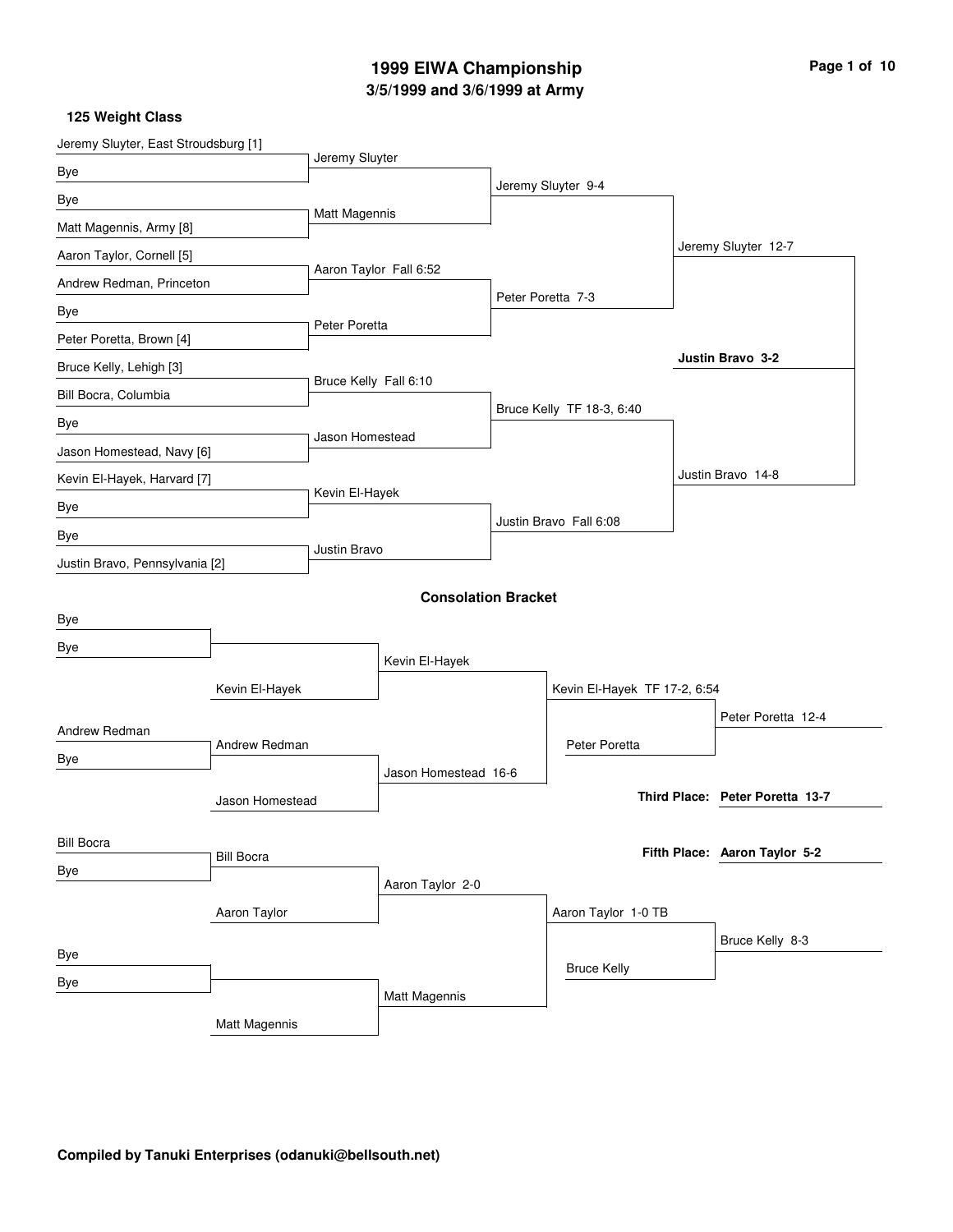# 1999 EIWA Championship

## 3/5/1999 and 3/6/1999 at Army

### 125 Weight Class

**Championship Bracket**

| First Round | Quarterfinals | Semifinals | Finals |
| --- | --- | --- | --- |
| Jeremy Sluyter, East Stroudsburg [1] | Jeremy Sluyter | Jeremy Sluyter 9-4 | Jeremy Sluyter 12-7 |
| Bye | | | |
| Bye | Matt Magennis | | |
| Matt Magennis, Army [8] | | | |
| Aaron Taylor, Cornell [5] | Aaron Taylor Fall 6:52 | Peter Poretta 7-3 | |
| Andrew Redman, Princeton | | | |
| Bye | Peter Poretta | | |
| Peter Poretta, Brown [4] | | | |
| Bruce Kelly, Lehigh [3] | Bruce Kelly Fall 6:10 | Bruce Kelly TF 18-3, 6:40 | Justin Bravo 14-8 |
| Bill Bocra, Columbia | | | |
| Bye | Jason Homestead | | |
| Jason Homestead, Navy [6] | | | |
| Kevin El-Hayek, Harvard [7] | Kevin El-Hayek | Justin Bravo Fall 6:08 | |
| Bye | | | |
| Bye | Justin Bravo | | |
| Justin Bravo, Pennsylvania [2] | | | |

**Champion: Justin Bravo 3-2**

### Consolation Bracket

| Round 1 | Round 2 | Round 3 | Round 4 | Round 5 |
| --- | --- | --- | --- | --- |
| Bye | | Kevin El-Hayek | Kevin El-Hayek TF 17-2, 6:54 | Peter Poretta 12-4 |
| Bye | Kevin El-Hayek | | | |
| Andrew Redman | Andrew Redman | Jason Homestead 16-6 | Peter Poretta | |
| Bye | Jason Homestead | | | |
| Bill Bocra | Bill Bocra | Aaron Taylor 2-0 | Aaron Taylor 1-0 TB | Bruce Kelly 8-3 |
| Bye | Aaron Taylor | | | |
| Bye | | Matt Magennis | Bruce Kelly | |
| Bye | Matt Magennis | | | |

**Third Place: Peter Poretta 13-7**

**Fifth Place: Aaron Taylor 5-2**

**Compiled by Tanuki Enterprises (odanuki@bellsouth.net)**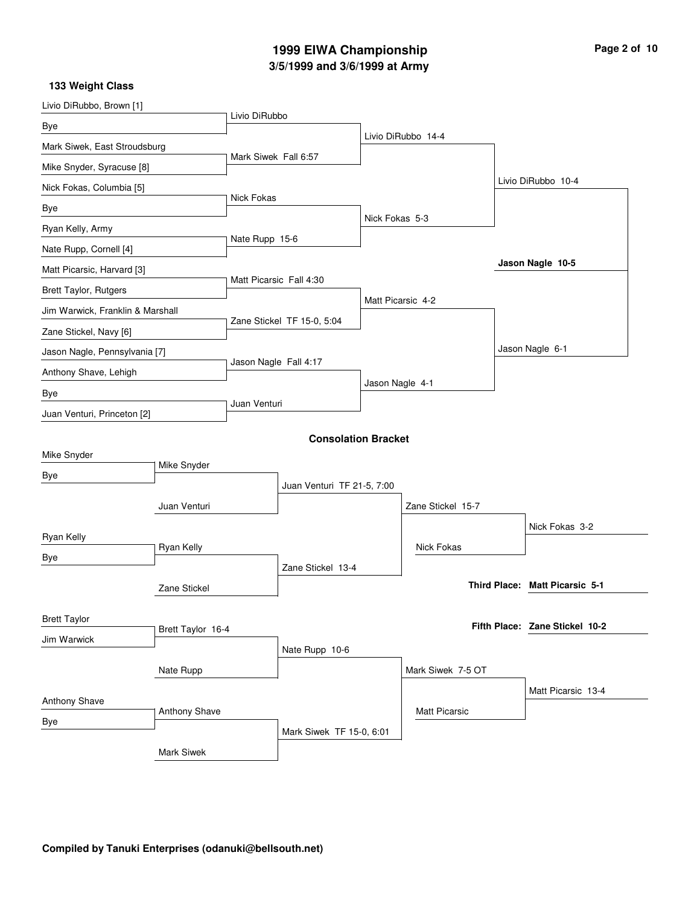# 1999 EIWA Championship
## 3/5/1999 and 3/6/1999 at Army

### 133 Weight Class

**Championship Bracket**

First Round:
- Livio DiRubbo, Brown [1] vs Bye — Livio DiRubbo
- Mark Siwek, East Stroudsburg vs Mike Snyder, Syracuse [8] — Mark Siwek Fall 6:57
- Nick Fokas, Columbia [5] vs Bye — Nick Fokas
- Ryan Kelly, Army vs Nate Rupp, Cornell [4] — Nate Rupp 15-6
- Matt Picarsic, Harvard [3] vs Brett Taylor, Rutgers — Matt Picarsic Fall 4:30
- Jim Warwick, Franklin & Marshall vs Zane Stickel, Navy [6] — Zane Stickel TF 15-0, 5:04
- Jason Nagle, Pennsylvania [7] vs Anthony Shave, Lehigh — Jason Nagle Fall 4:17
- Bye vs Juan Venturi, Princeton [2] — Juan Venturi

Quarterfinals:
- Livio DiRubbo 14-4
- Nick Fokas 5-3
- Matt Picarsic 4-2
- Jason Nagle 4-1

Semifinals:
- Livio DiRubbo 10-4
- Jason Nagle 6-1

Final:
- **Jason Nagle 10-5**

### Consolation Bracket

First Round:
- Mike Snyder vs Bye — Mike Snyder
- Ryan Kelly vs Bye — Ryan Kelly
- Brett Taylor vs Jim Warwick — Brett Taylor 16-4
- Anthony Shave vs Bye — Anthony Shave

Second Round:
- Mike Snyder vs Juan Venturi — Juan Venturi TF 21-5, 7:00
- Ryan Kelly vs Zane Stickel — Zane Stickel 13-4
- Brett Taylor vs Nate Rupp — Nate Rupp 10-6
- Anthony Shave vs Mark Siwek — Mark Siwek TF 15-0, 6:01

Third Round:
- Zane Stickel 15-7
- Mark Siwek 7-5 OT

Consolation Semifinals:
- Zane Stickel vs Nick Fokas — Nick Fokas 3-2
- Mark Siwek vs Matt Picarsic — Matt Picarsic 13-4

**Third Place: Matt Picarsic 5-1**

**Fifth Place: Zane Stickel 10-2**

**Compiled by Tanuki Enterprises (odanuki@bellsouth.net)**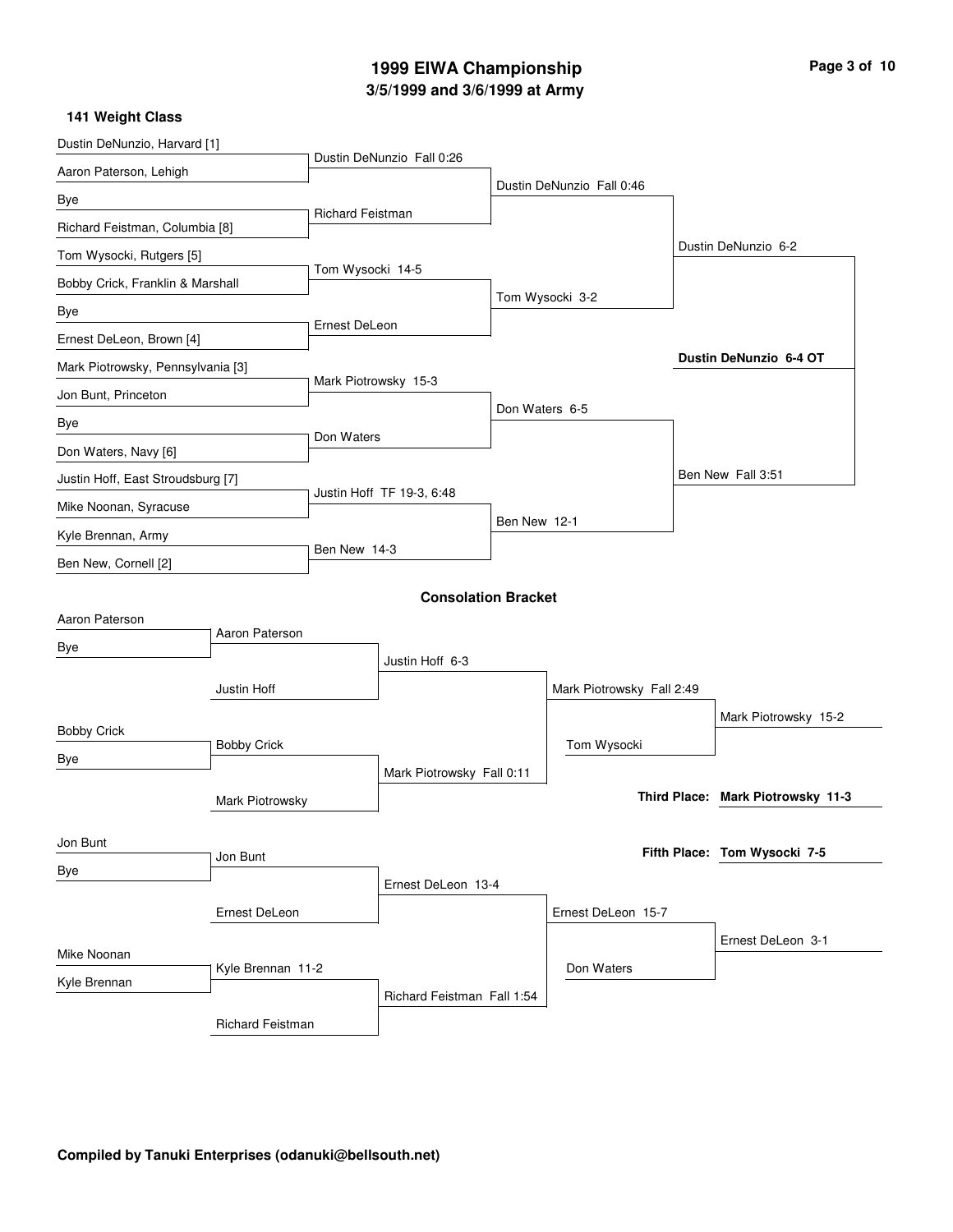# 1999 EIWA Championship

## 3/5/1999 and 3/6/1999 at Army

### 141 Weight Class

**Championship Bracket**

First Round:
- Dustin DeNunzio, Harvard [1] vs. Aaron Paterson, Lehigh — Dustin DeNunzio Fall 0:26
- Bye vs. Richard Feistman, Columbia [8] — Richard Feistman
- Tom Wysocki, Rutgers [5] vs. Bobby Crick, Franklin & Marshall — Tom Wysocki 14-5
- Bye vs. Ernest DeLeon, Brown [4] — Ernest DeLeon
- Mark Piotrowsky, Pennsylvania [3] vs. Jon Bunt, Princeton — Mark Piotrowsky 15-3
- Bye vs. Don Waters, Navy [6] — Don Waters
- Justin Hoff, East Stroudsburg [7] vs. Mike Noonan, Syracuse — Justin Hoff TF 19-3, 6:48
- Kyle Brennan, Army vs. Ben New, Cornell [2] — Ben New 14-3

Quarterfinals:
- Dustin DeNunzio Fall 0:46
- Tom Wysocki 3-2
- Don Waters 6-5
- Ben New 12-1

Semifinals:
- Dustin DeNunzio 6-2
- Ben New Fall 3:51

Final:
- **Dustin DeNunzio 6-4 OT**

**Consolation Bracket**

- Aaron Paterson vs. Bye — Aaron Paterson
- Aaron Paterson vs. Justin Hoff — Justin Hoff 6-3
- Bobby Crick vs. Bye — Bobby Crick
- Bobby Crick vs. Mark Piotrowsky — Mark Piotrowsky Fall 0:11
- Justin Hoff vs. Mark Piotrowsky — Mark Piotrowsky Fall 2:49
- Mark Piotrowsky vs. Tom Wysocki — Mark Piotrowsky 15-2
- Jon Bunt vs. Bye — Jon Bunt
- Jon Bunt vs. Ernest DeLeon — Ernest DeLeon 13-4
- Mike Noonan vs. Kyle Brennan — Kyle Brennan 11-2
- Kyle Brennan vs. Richard Feistman — Richard Feistman Fall 1:54
- Ernest DeLeon vs. Richard Feistman — Ernest DeLeon 15-7
- Ernest DeLeon vs. Don Waters — Ernest DeLeon 3-1

**Third Place: Mark Piotrowsky 11-3**

**Fifth Place: Tom Wysocki 7-5**

**Compiled by Tanuki Enterprises (odanuki@bellsouth.net)**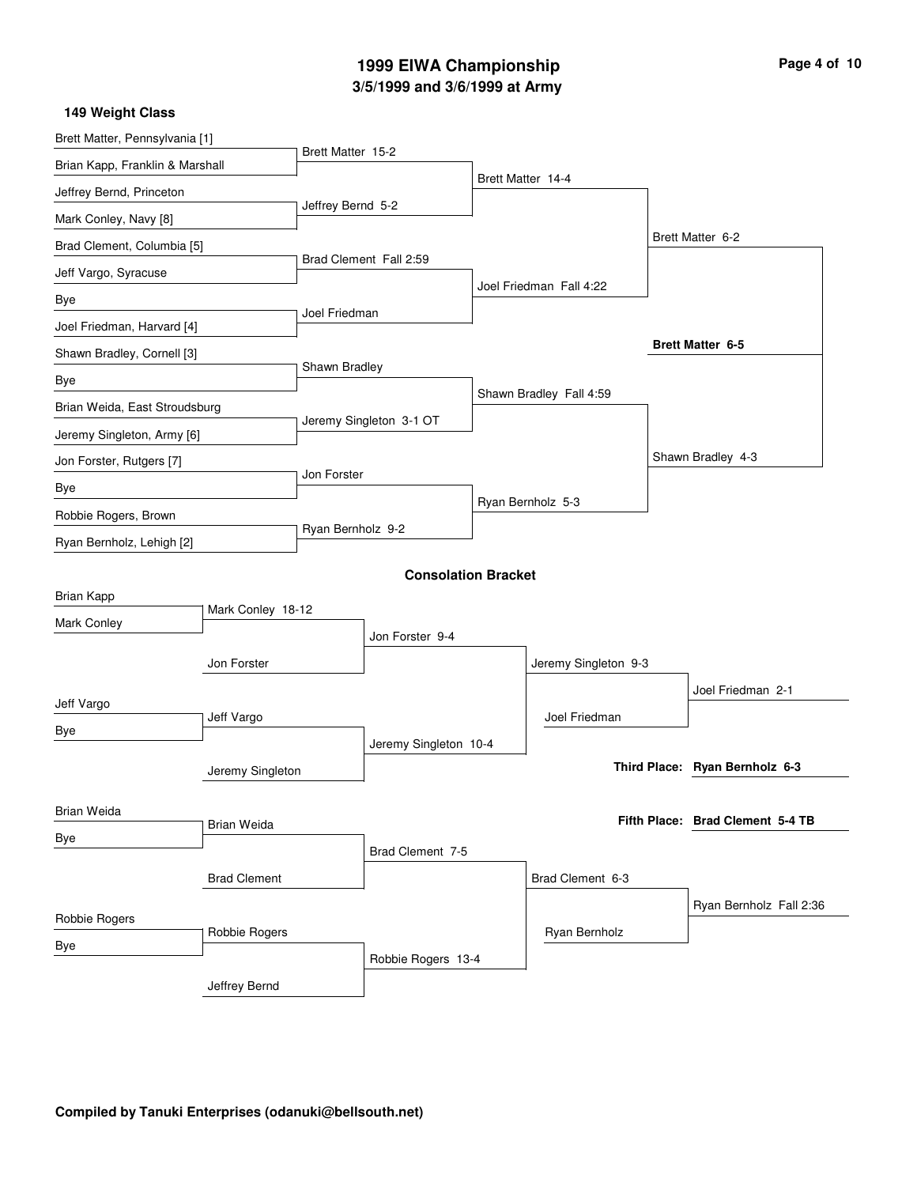# 1999 EIWA Championship

## 3/5/1999 and 3/6/1999 at Army

### 149 Weight Class

**Championship Bracket**

First Round:
- Brett Matter, Pennsylvania [1] vs Brian Kapp, Franklin & Marshall — Brett Matter 15-2
- Jeffrey Bernd, Princeton vs Mark Conley, Navy [8] — Jeffrey Bernd 5-2
- Brad Clement, Columbia [5] vs Jeff Vargo, Syracuse — Brad Clement Fall 2:59
- Bye vs Joel Friedman, Harvard [4] — Joel Friedman
- Shawn Bradley, Cornell [3] vs Bye — Shawn Bradley
- Brian Weida, East Stroudsburg vs Jeremy Singleton, Army [6] — Jeremy Singleton 3-1 OT
- Jon Forster, Rutgers [7] vs Bye — Jon Forster
- Robbie Rogers, Brown vs Ryan Bernholz, Lehigh [2] — Ryan Bernholz 9-2

Quarterfinals:
- Brett Matter 14-4
- Joel Friedman Fall 4:22
- Shawn Bradley Fall 4:59
- Ryan Bernholz 5-3

Semifinals:
- Brett Matter 6-2
- Shawn Bradley 4-3

Final:
- **Brett Matter 6-5**

**Consolation Bracket**

- Brian Kapp vs Mark Conley — Mark Conley 18-12
- Mark Conley vs Jon Forster — Jon Forster 9-4
- Jeff Vargo vs Bye — Jeff Vargo
- Jeff Vargo vs Jeremy Singleton — Jeremy Singleton 10-4
- Jon Forster vs Jeremy Singleton — Jeremy Singleton 9-3
- Jeremy Singleton vs Joel Friedman — Joel Friedman 2-1
- Brian Weida vs Bye — Brian Weida
- Brian Weida vs Brad Clement — Brad Clement 7-5
- Robbie Rogers vs Bye — Robbie Rogers
- Robbie Rogers vs Jeffrey Bernd — Robbie Rogers 13-4
- Brad Clement vs Robbie Rogers — Brad Clement 6-3
- Brad Clement vs Ryan Bernholz — Ryan Bernholz Fall 2:36

**Third Place: Ryan Bernholz 6-3**

**Fifth Place: Brad Clement 5-4 TB**

**Compiled by Tanuki Enterprises (odanuki@bellsouth.net)**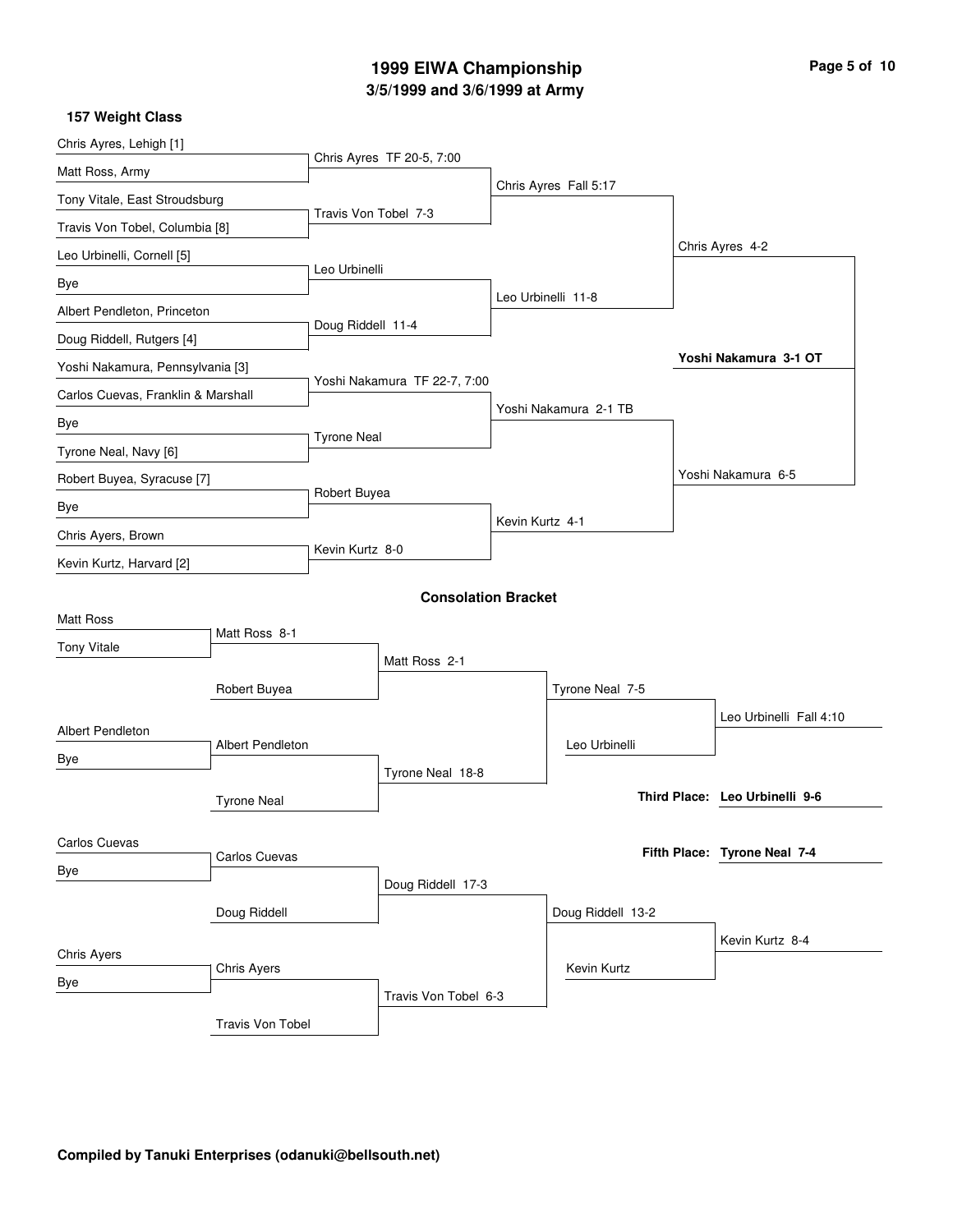# 1999 EIWA Championship

## 3/5/1999 and 3/6/1999 at Army

### 157 Weight Class

**Championship Bracket**

| First Round | Quarterfinals | Semifinals | Finals |
| --- | --- | --- | --- |
| Chris Ayres, Lehigh [1] | | | |
| Matt Ross, Army | Chris Ayres TF 20-5, 7:00 | | |
| Tony Vitale, East Stroudsburg | | Chris Ayres Fall 5:17 | |
| Travis Von Tobel, Columbia [8] | Travis Von Tobel 7-3 | | |
| Leo Urbinelli, Cornell [5] | | | Chris Ayres 4-2 |
| Bye | Leo Urbinelli | | |
| Albert Pendleton, Princeton | | Leo Urbinelli 11-8 | |
| Doug Riddell, Rutgers [4] | Doug Riddell 11-4 | | |
| Yoshi Nakamura, Pennsylvania [3] | | | **Yoshi Nakamura 3-1 OT** |
| Carlos Cuevas, Franklin & Marshall | Yoshi Nakamura TF 22-7, 7:00 | | |
| Bye | | Yoshi Nakamura 2-1 TB | |
| Tyrone Neal, Navy [6] | Tyrone Neal | | |
| Robert Buyea, Syracuse [7] | | | Yoshi Nakamura 6-5 |
| Bye | Robert Buyea | | |
| Chris Ayers, Brown | | Kevin Kurtz 4-1 | |
| Kevin Kurtz, Harvard [2] | Kevin Kurtz 8-0 | | |

### Consolation Bracket

| Round 1 | Round 2 | Round 3 | Consolation Semifinals | Consolation Finals |
| --- | --- | --- | --- | --- |
| Matt Ross | | | | |
| Tony Vitale | Matt Ross 8-1 | | | |
| | Robert Buyea | Matt Ross 2-1 | | |
| Albert Pendleton | | | Tyrone Neal 7-5 | |
| Bye | Albert Pendleton | | | Leo Urbinelli Fall 4:10 |
| | Tyrone Neal | Tyrone Neal 18-8 | Leo Urbinelli | |
| Carlos Cuevas | | | | |
| Bye | Carlos Cuevas | | | |
| | Doug Riddell | Doug Riddell 17-3 | | |
| Chris Ayers | | | Doug Riddell 13-2 | |
| Bye | Chris Ayers | | | Kevin Kurtz 8-4 |
| | Travis Von Tobel | Travis Von Tobel 6-3 | Kevin Kurtz | |

**Third Place: Leo Urbinelli 9-6**

**Fifth Place: Tyrone Neal 7-4**

**Compiled by Tanuki Enterprises (odanuki@bellsouth.net)**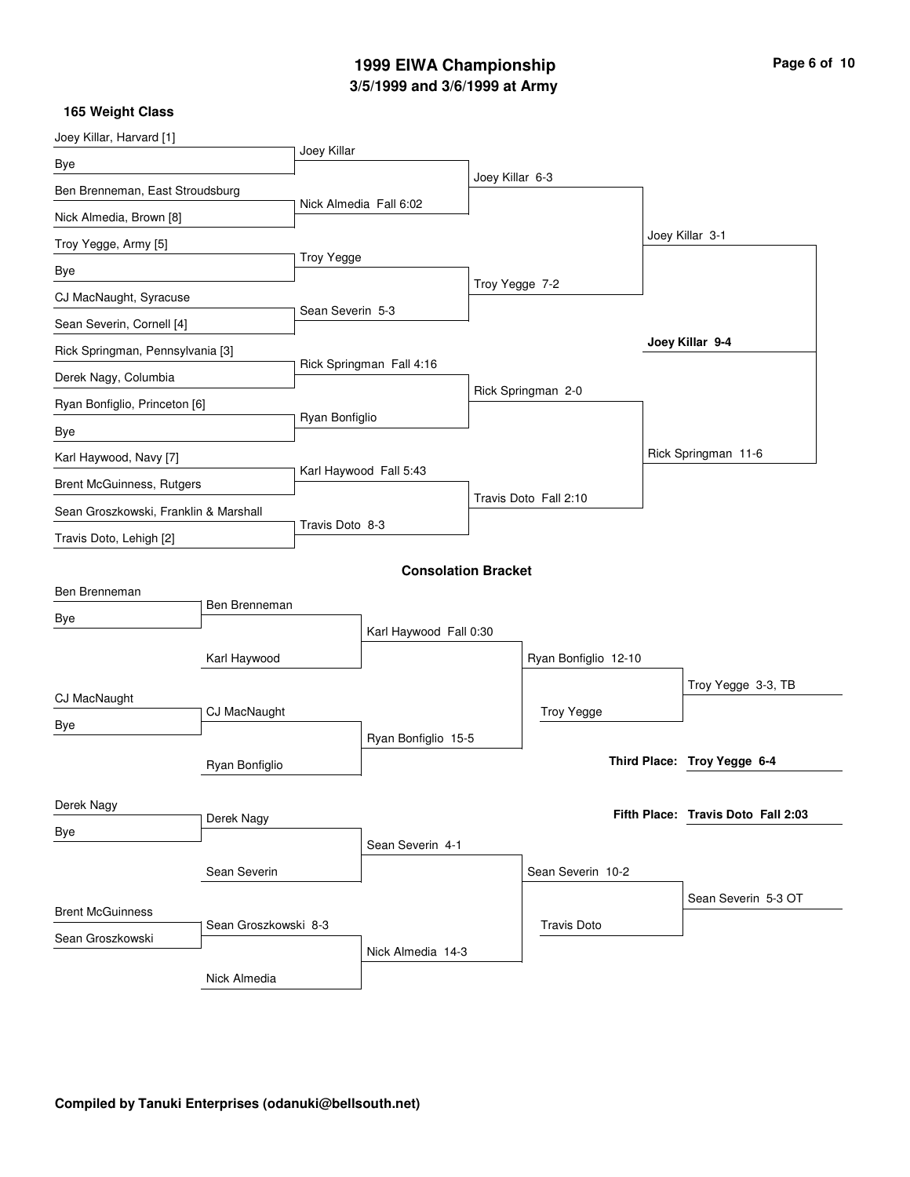# 1999 EIWA Championship
## 3/5/1999 and 3/6/1999 at Army

### 165 Weight Class

**Championship Bracket**

| First Round | Quarterfinals | Semifinals | Finals |
|---|---|---|---|
| Joey Killar, Harvard [1] vs. Bye | Joey Killar | | |
| Ben Brenneman, East Stroudsburg vs. Nick Almedia, Brown [8] | Nick Almedia Fall 6:02 | Joey Killar 6-3 | |
| Troy Yegge, Army [5] vs. Bye | Troy Yegge | | |
| CJ MacNaught, Syracuse vs. Sean Severin, Cornell [4] | Sean Severin 5-3 | Troy Yegge 7-2 | Joey Killar 3-1 |
| Rick Springman, Pennsylvania [3] vs. Derek Nagy, Columbia | Rick Springman Fall 4:16 | | |
| Ryan Bonfiglio, Princeton [6] vs. Bye | Ryan Bonfiglio | Rick Springman 2-0 | |
| Karl Haywood, Navy [7] vs. Brent McGuinness, Rutgers | Karl Haywood Fall 5:43 | | |
| Sean Groszkowski, Franklin & Marshall vs. Travis Doto, Lehigh [2] | Travis Doto 8-3 | Travis Doto Fall 2:10 | Rick Springman 11-6 |

**Champion: Joey Killar 9-4**

### Consolation Bracket

| Round 1 | Round 2 | Round 3 | Round 4 | Final |
|---|---|---|---|---|
| Ben Brenneman vs. Bye | Ben Brenneman | | | |
| | Karl Haywood | Karl Haywood Fall 0:30 | Ryan Bonfiglio 12-10 | |
| CJ MacNaught vs. Bye | CJ MacNaught | | | |
| | Ryan Bonfiglio | Ryan Bonfiglio 15-5 | Troy Yegge | Troy Yegge 3-3, TB |
| Derek Nagy vs. Bye | Derek Nagy | | | |
| | Sean Severin | Sean Severin 4-1 | Sean Severin 10-2 | |
| Brent McGuinness vs. Sean Groszkowski | Sean Groszkowski 8-3 | | | |
| | Nick Almedia | Nick Almedia 14-3 | Travis Doto | Sean Severin 5-3 OT |

**Third Place: Troy Yegge 6-4**

**Fifth Place: Travis Doto Fall 2:03**

**Compiled by Tanuki Enterprises (odanuki@bellsouth.net)**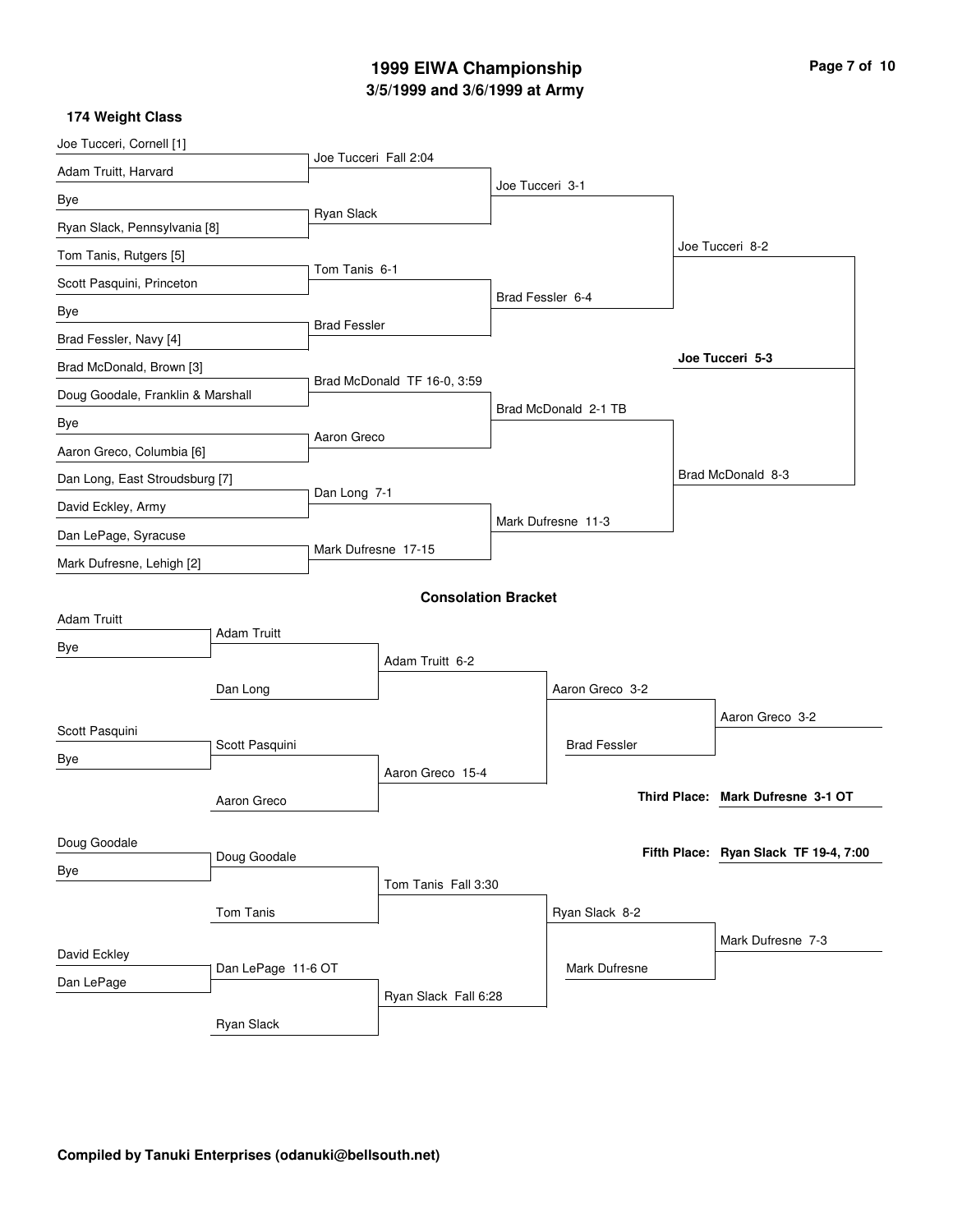# 1999 EIWA Championship
## 3/5/1999 and 3/6/1999 at Army

### 174 Weight Class

**Championship Bracket**

First Round:
- Joe Tucceri, Cornell [1] vs Adam Truitt, Harvard — Joe Tucceri Fall 2:04
- Bye vs Ryan Slack, Pennsylvania [8] — Ryan Slack
- Tom Tanis, Rutgers [5] vs Scott Pasquini, Princeton — Tom Tanis 6-1
- Bye vs Brad Fessler, Navy [4] — Brad Fessler
- Brad McDonald, Brown [3] vs Doug Goodale, Franklin & Marshall — Brad McDonald TF 16-0, 3:59
- Bye vs Aaron Greco, Columbia [6] — Aaron Greco
- Dan Long, East Stroudsburg [7] vs David Eckley, Army — Dan Long 7-1
- Dan LePage, Syracuse vs Mark Dufresne, Lehigh [2] — Mark Dufresne 17-15

Quarterfinals:
- Joe Tucceri 3-1
- Brad Fessler 6-4
- Brad McDonald 2-1 TB
- Mark Dufresne 11-3

Semifinals:
- Joe Tucceri 8-2
- Brad McDonald 8-3

Final:
- **Joe Tucceri 5-3**

### Consolation Bracket

- Adam Truitt vs Bye — Adam Truitt
- Adam Truitt vs Dan Long — Adam Truitt 6-2
- Scott Pasquini vs Bye — Scott Pasquini
- Scott Pasquini vs Aaron Greco — Aaron Greco 15-4
- Adam Truitt vs Aaron Greco — Aaron Greco 3-2
- Aaron Greco vs Brad Fessler — Aaron Greco 3-2
- Doug Goodale vs Bye — Doug Goodale
- Doug Goodale vs Tom Tanis — Tom Tanis Fall 3:30
- David Eckley vs Dan LePage — Dan LePage 11-6 OT
- Dan LePage vs Ryan Slack — Ryan Slack Fall 6:28
- Tom Tanis vs Ryan Slack — Ryan Slack 8-2
- Ryan Slack vs Mark Dufresne — Mark Dufresne 7-3

**Third Place: Mark Dufresne 3-1 OT**

**Fifth Place: Ryan Slack TF 19-4, 7:00**

**Compiled by Tanuki Enterprises (odanuki@bellsouth.net)**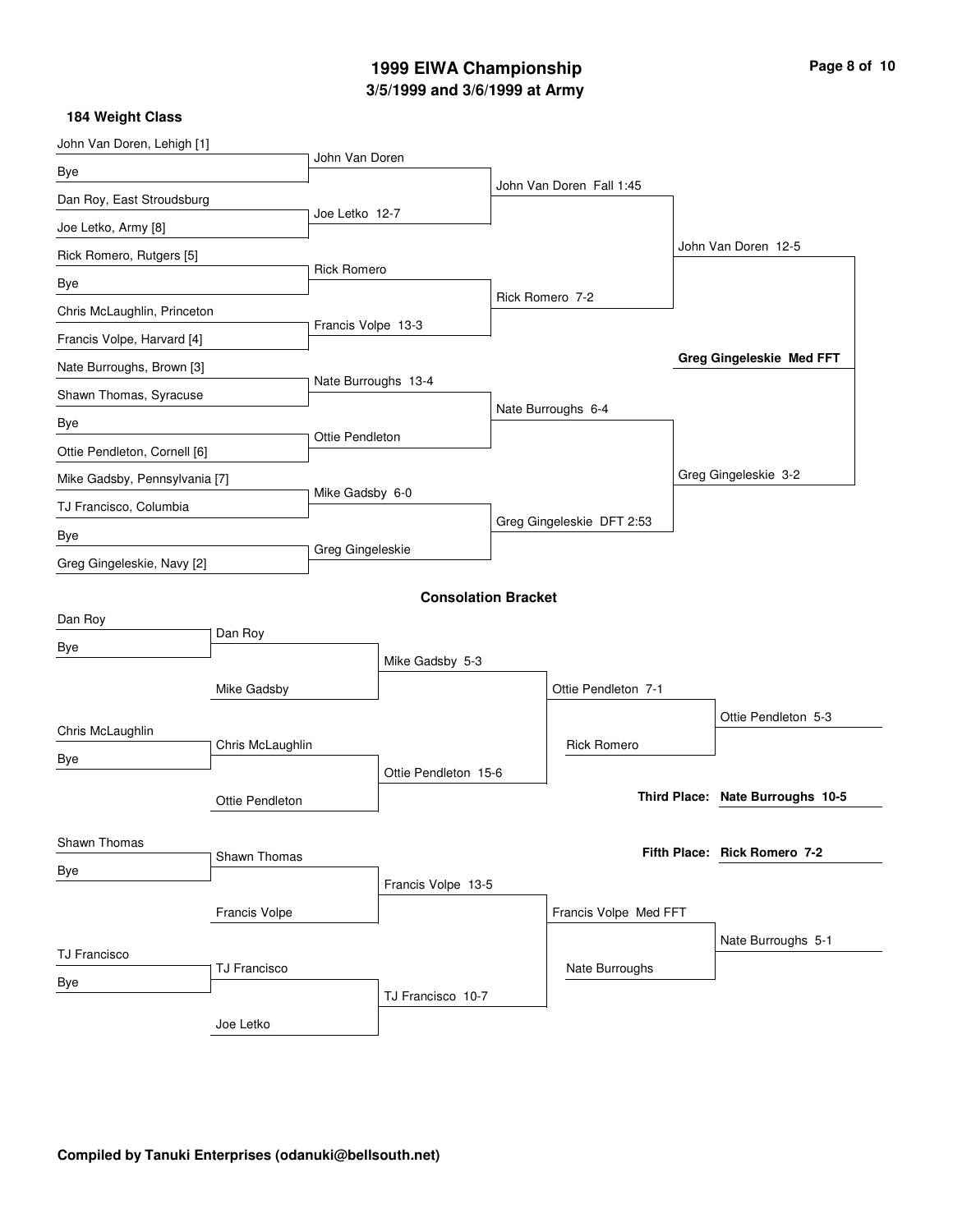# 1999 EIWA Championship

## 3/5/1999 and 3/6/1999 at Army

### 184 Weight Class

**Championship Bracket**

| First Round | Quarterfinals | Semifinals | Finals |
| --- | --- | --- | --- |
| John Van Doren, Lehigh [1] | John Van Doren | John Van Doren Fall 1:45 | John Van Doren 12-5 |
| Bye | | | |
| Dan Roy, East Stroudsburg | Joe Letko 12-7 | | |
| Joe Letko, Army [8] | | | |
| Rick Romero, Rutgers [5] | Rick Romero | Rick Romero 7-2 | |
| Bye | | | |
| Chris McLaughlin, Princeton | Francis Volpe 13-3 | | |
| Francis Volpe, Harvard [4] | | | |
| Nate Burroughs, Brown [3] | Nate Burroughs 13-4 | Nate Burroughs 6-4 | Greg Gingeleskie 3-2 |
| Shawn Thomas, Syracuse | | | |
| Bye | Ottie Pendleton | | |
| Ottie Pendleton, Cornell [6] | | | |
| Mike Gadsby, Pennsylvania [7] | Mike Gadsby 6-0 | Greg Gingeleskie DFT 2:53 | |
| TJ Francisco, Columbia | | | |
| Bye | Greg Gingeleskie | | |
| Greg Gingeleskie, Navy [2] | | | |

**Champion: Greg Gingeleskie Med FFT**

### Consolation Bracket

| Round 1 | Round 2 | Round 3 | Round 4 | Round 5 |
| --- | --- | --- | --- | --- |
| Dan Roy | Dan Roy | Mike Gadsby 5-3 | Ottie Pendleton 7-1 | Ottie Pendleton 5-3 |
| Bye | | | | |
| | Mike Gadsby | | | |
| Chris McLaughlin | Chris McLaughlin | Ottie Pendleton 15-6 | Rick Romero | |
| Bye | | | | |
| | Ottie Pendleton | | | |
| Shawn Thomas | Shawn Thomas | Francis Volpe 13-5 | Francis Volpe Med FFT | Nate Burroughs 5-1 |
| Bye | | | | |
| | Francis Volpe | | | |
| TJ Francisco | TJ Francisco | TJ Francisco 10-7 | Nate Burroughs | |
| Bye | | | | |
| | Joe Letko | | | |

**Third Place: Nate Burroughs 10-5**

**Fifth Place: Rick Romero 7-2**

**Compiled by Tanuki Enterprises (odanuki@bellsouth.net)**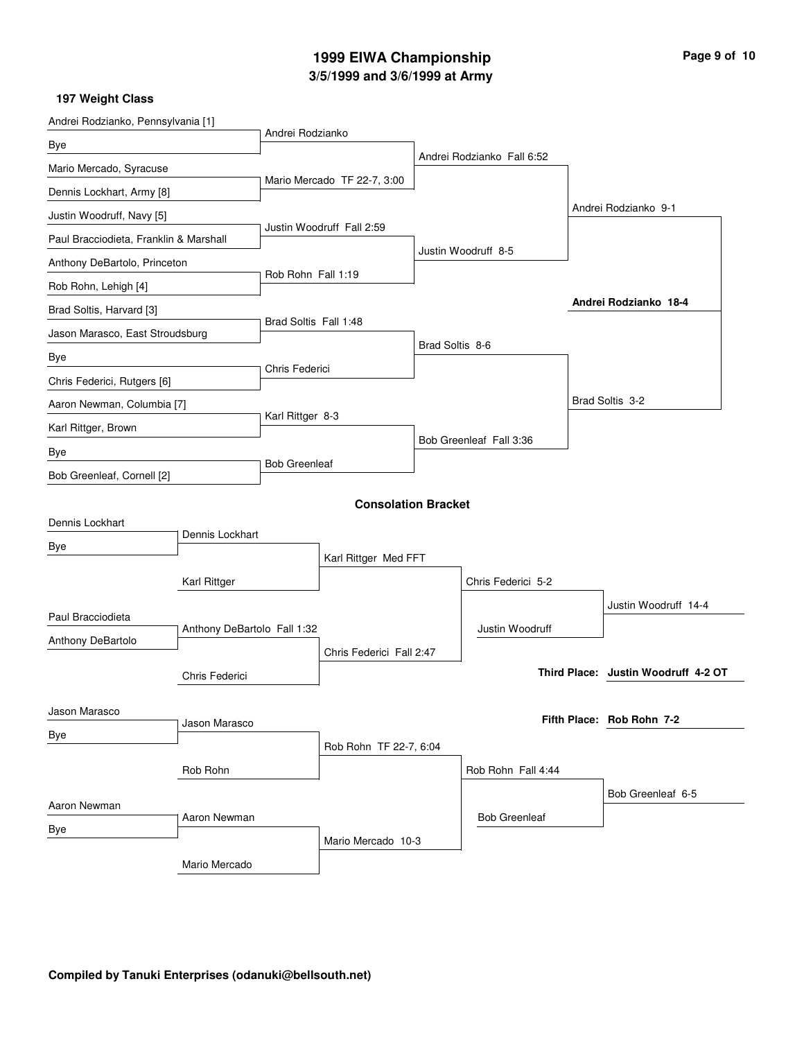# 1999 EIWA Championship

## 3/5/1999 and 3/6/1999 at Army

### 197 Weight Class

#### Championship Bracket

**First Round**
- Andrei Rodzianko, Pennsylvania [1] vs. Bye — Andrei Rodzianko
- Mario Mercado, Syracuse vs. Dennis Lockhart, Army [8] — Mario Mercado TF 22-7, 3:00
- Justin Woodruff, Navy [5] vs. Paul Bracciodieta, Franklin & Marshall — Justin Woodruff Fall 2:59
- Anthony DeBartolo, Princeton vs. Rob Rohn, Lehigh [4] — Rob Rohn Fall 1:19
- Brad Soltis, Harvard [3] vs. Jason Marasco, East Stroudsburg — Brad Soltis Fall 1:48
- Bye vs. Chris Federici, Rutgers [6] — Chris Federici
- Aaron Newman, Columbia [7] vs. Karl Rittger, Brown — Karl Rittger 8-3
- Bye vs. Bob Greenleaf, Cornell [2] — Bob Greenleaf

**Quarterfinals**
- Andrei Rodzianko Fall 6:52
- Justin Woodruff 8-5
- Brad Soltis 8-6
- Bob Greenleaf Fall 3:36

**Semifinals**
- Andrei Rodzianko 9-1
- Brad Soltis 3-2

**Final**
- **Andrei Rodzianko 18-4**

#### Consolation Bracket

**First Round**
- Dennis Lockhart vs. Bye — Dennis Lockhart
- Paul Bracciodieta vs. Anthony DeBartolo — Anthony DeBartolo Fall 1:32
- Jason Marasco vs. Bye — Jason Marasco
- Aaron Newman vs. Bye — Aaron Newman

**Second Round**
- Dennis Lockhart vs. Karl Rittger — Karl Rittger Med FFT
- Anthony DeBartolo vs. Chris Federici — Chris Federici Fall 2:47
- Jason Marasco vs. Rob Rohn — Rob Rohn TF 22-7, 6:04
- Aaron Newman vs. Mario Mercado — Mario Mercado 10-3

**Third Round**
- Karl Rittger vs. Chris Federici — Chris Federici 5-2
- Rob Rohn vs. Mario Mercado — Rob Rohn Fall 4:44

**Consolation Semifinals**
- Chris Federici vs. Justin Woodruff — Justin Woodruff 14-4
- Rob Rohn vs. Bob Greenleaf — Bob Greenleaf 6-5

**Third Place: Justin Woodruff 4-2 OT**

**Fifth Place: Rob Rohn 7-2**

**Compiled by Tanuki Enterprises (odanuki@bellsouth.net)**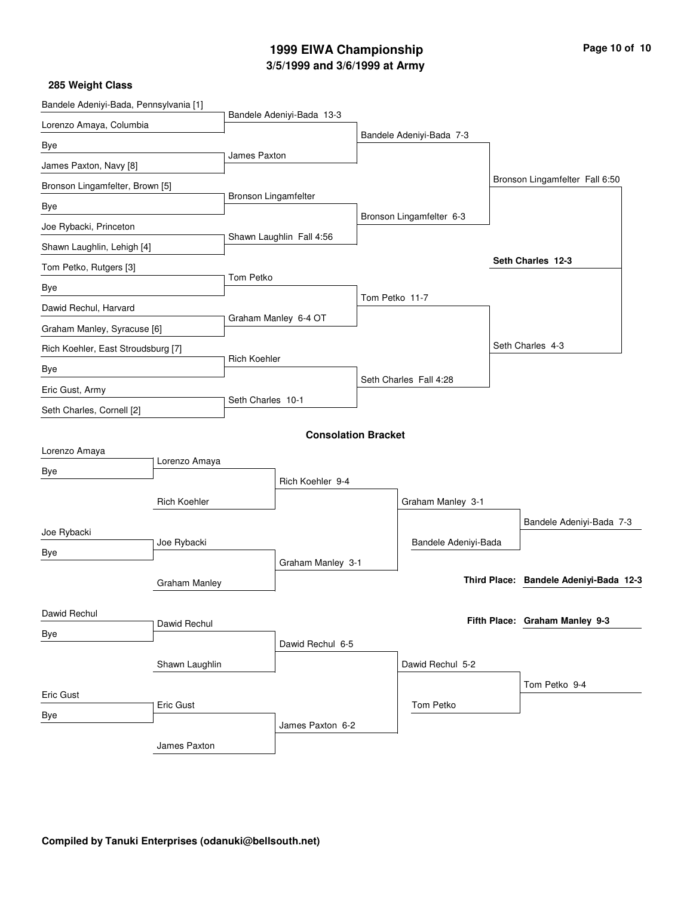# 1999 EIWA Championship

## 3/5/1999 and 3/6/1999 at Army

### 285 Weight Class

Bandele Adeniyi-Bada, Pennsylvania [1]

Lorenzo Amaya, Columbia

Bye

James Paxton, Navy [8]

Bronson Lingamfelter, Brown [5]

Bye

Joe Rybacki, Princeton

Shawn Laughlin, Lehigh [4]

Tom Petko, Rutgers [3]

Bye

Dawid Rechul, Harvard

Graham Manley, Syracuse [6]

Rich Koehler, East Stroudsburg [7]

Bye

Eric Gust, Army

Seth Charles, Cornell [2]

Bandele Adeniyi-Bada 13-3

James Paxton

Bronson Lingamfelter

Shawn Laughlin Fall 4:56

Tom Petko

Graham Manley 6-4 OT

Rich Koehler

Seth Charles 10-1

Bandele Adeniyi-Bada 7-3

Bronson Lingamfelter 6-3

Tom Petko 11-7

Seth Charles Fall 4:28

Bronson Lingamfelter Fall 6:50

Seth Charles 4-3

**Seth Charles 12-3**

### Consolation Bracket

Lorenzo Amaya

Bye

Lorenzo Amaya

Rich Koehler

Rich Koehler 9-4

Joe Rybacki

Bye

Joe Rybacki

Graham Manley

Graham Manley 3-1

Graham Manley 3-1

Bandele Adeniyi-Bada

Bandele Adeniyi-Bada 7-3

**Third Place: Bandele Adeniyi-Bada 12-3**

**Fifth Place: Graham Manley 9-3**

Dawid Rechul

Bye

Dawid Rechul

Shawn Laughlin

Dawid Rechul 6-5

Eric Gust

Bye

Eric Gust

James Paxton

James Paxton 6-2

Dawid Rechul 5-2

Tom Petko

Tom Petko 9-4

**Compiled by Tanuki Enterprises (odanuki@bellsouth.net)**